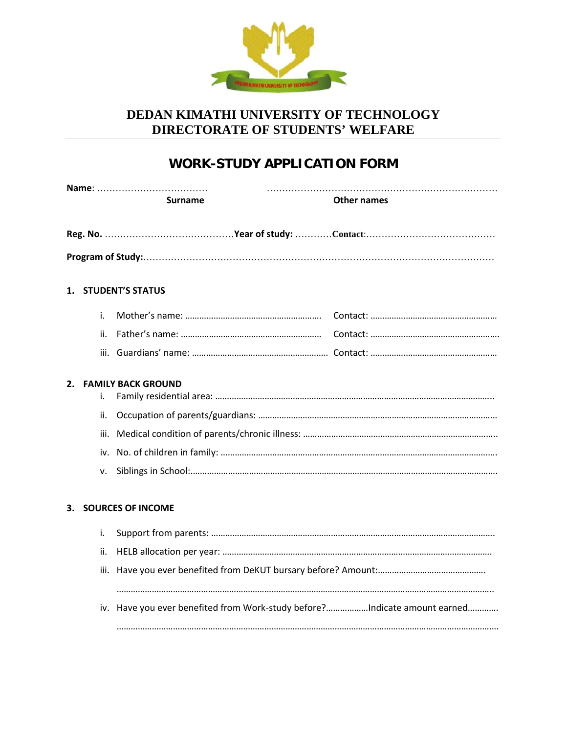# DEDAN KIMATHI UNIVERSITY OF TECHNOLOGY
## DIRECTORATE OF STUDENTS' WELFARE

## WORK-STUDY APPLICATION FORM

**Name**: ……………………………… ………………………………………………………………

**Surname** **Other names**

**Reg. No.** ……………………………………**Year of study:** …………**Contact**:……………………………………

**Program of Study:**……………………………………………………………………………………………………

**1. STUDENT'S STATUS**

i. Mother's name: ………………………………………………… Contact: ………………………………………………

ii. Father's name: …………………………………………………… Contact: ………………………………………………

iii. Guardians' name: ………………………………………………… Contact: ………………………………………………

**2. FAMILY BACK GROUND**

i. Family residential area: ……………………………………………………………………………………………

ii. Occupation of parents/guardians: …………………………………………………………………………………

iii. Medical condition of parents/chronic illness: ………………………………………………………………………

iv. No. of children in family: ……………………………………………………………………………………………

v. Siblings in School:……………………………………………………………………………………………………

**3. SOURCES OF INCOME**

i. Support from parents: ………………………………………………………………………………………………

ii. HELB allocation per year: …………………………………………………………………………………………

iii. Have you ever benefited from DeKUT bursary before? Amount:………………………………………

……………………………………………………………………………………………………………………………

iv. Have you ever benefited from Work-study before?………………Indicate amount earned…………

……………………………………………………………………………………………………………………………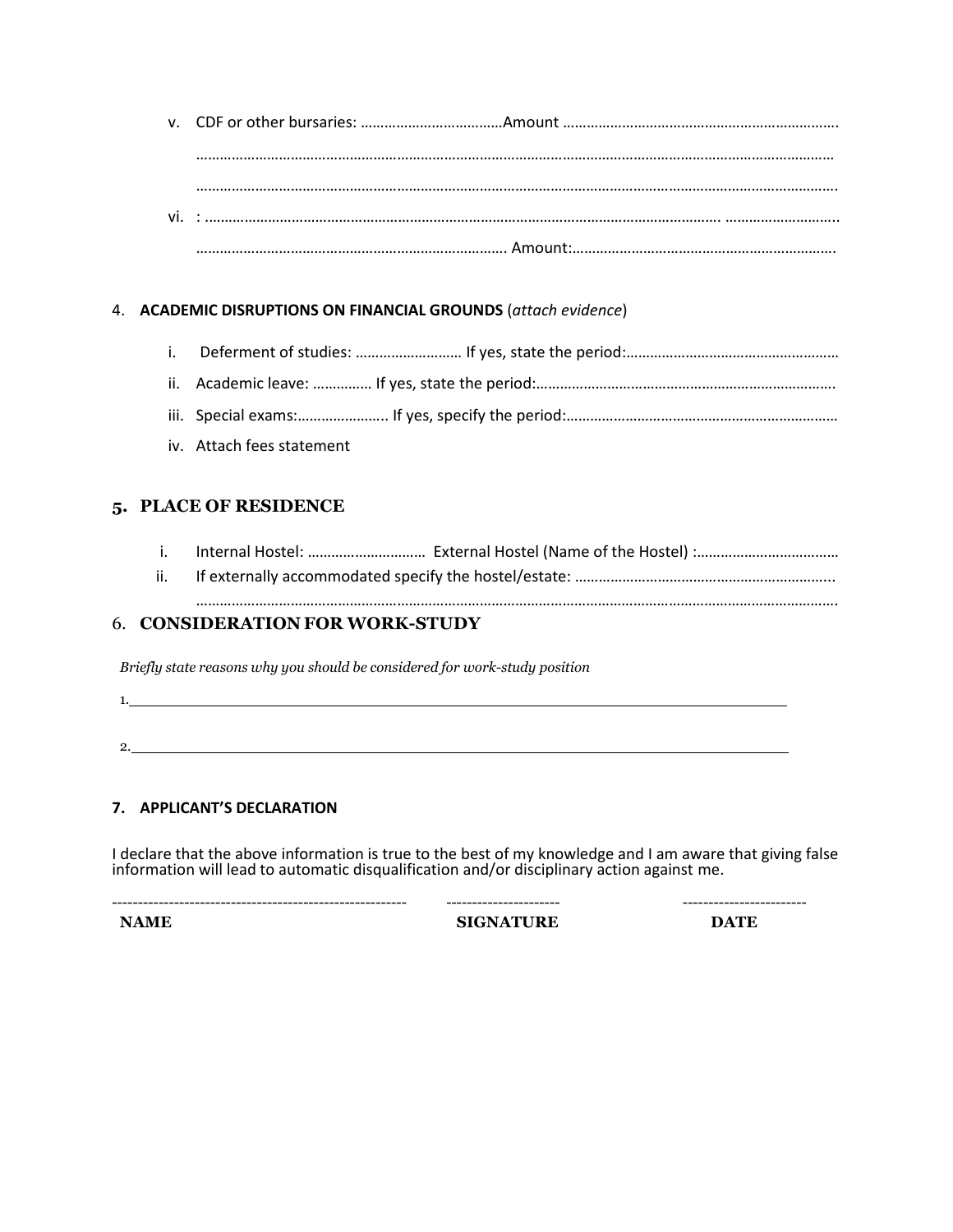v. CDF or other bursaries: ………………………………Amount …………………………………………………………….
……………………………………………………………………………………………………………………………………………
……………………………………………………………………………………………………………………………………………
vi. : ……………………………………………………………………………………………………………. ………………………..
……………………………………………………………………… Amount:………………………………………………………….

4. **ACADEMIC DISRUPTIONS ON FINANCIAL GROUNDS** (*attach evidence*)

   i. Deferment of studies: ……………………… If yes, state the period:………………………………………………
   ii. Academic leave: …………… If yes, state the period:………………………………………………………………….
   iii. Special exams:………………….. If yes, specify the period:……………………………………………………………
   iv. Attach fees statement

## 5. PLACE OF RESIDENCE

   i. Internal Hostel: ………………………… External Hostel (Name of the Hostel) :………………………………
   ii. If externally accommodated specify the hostel/estate: ………………………………………………………..
   ……………………………………………………………………………………………………………………………………………

## 6. CONSIDERATION FOR WORK-STUDY

*Briefly state reasons why you should be considered for work-study position*

1.________________________________________________________________________________

2.________________________________________________________________________________

### 7. APPLICANT'S DECLARATION

I declare that the above information is true to the best of my knowledge and I am aware that giving false information will lead to automatic disqualification and/or disciplinary action against me.

| | | |
|---|---|---|
| -------------------------------------------------------- | --------------------- | ----------------------- |
| **NAME** | **SIGNATURE** | **DATE** |